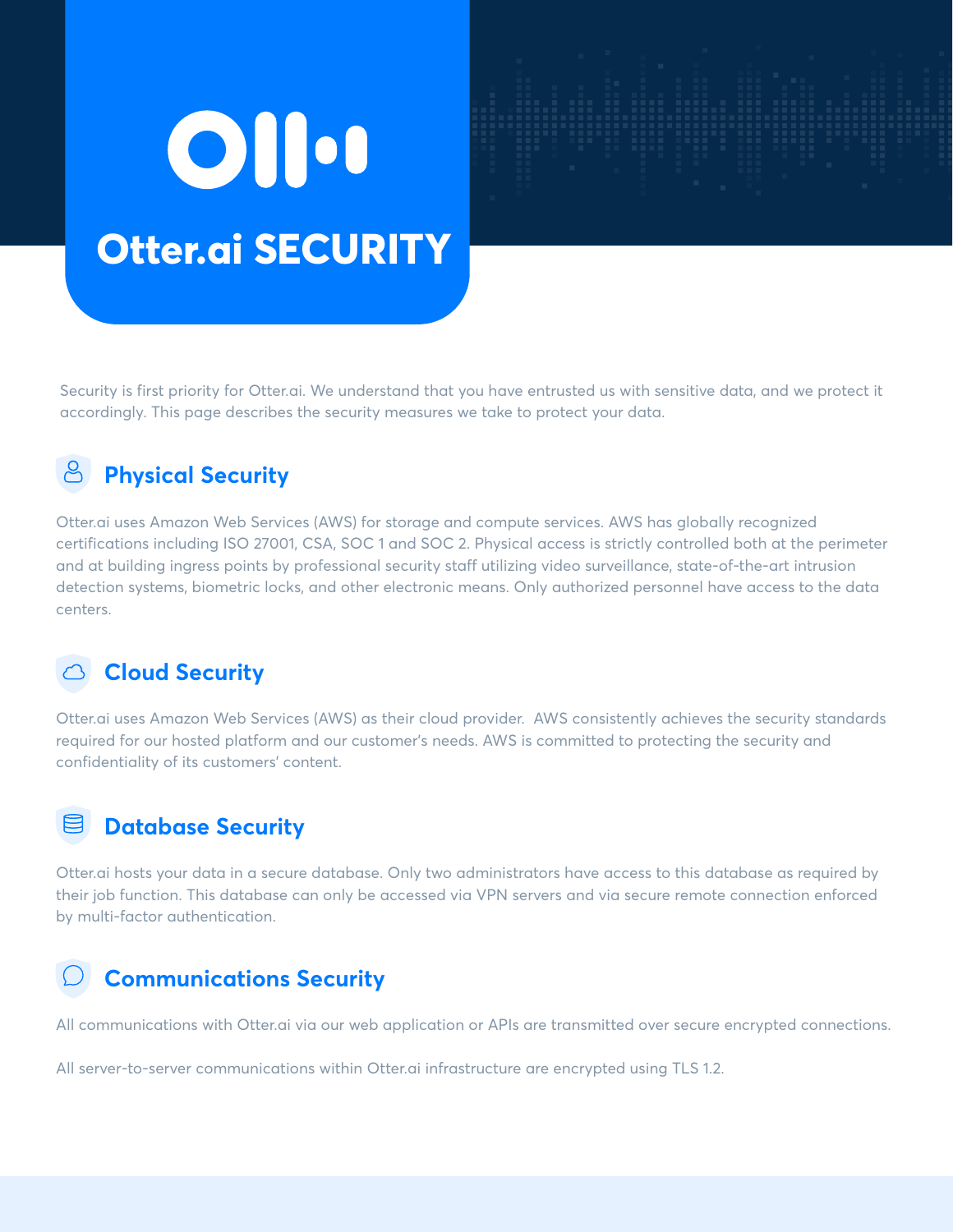# Otter.ai SECURITY

Security is first priority for Otter.ai. We understand that you have entrusted us with sensitive data, and we protect it accordingly. This page describes the security measures we take to protect your data.

## Physical Security

Otter.ai uses Amazon Web Services (AWS) for storage and compute services. AWS has globally recognized certifications including ISO 27001, CSA, SOC 1 and SOC 2. Physical access is strictly controlled both at the perimeter and at building ingress points by professional security staff utilizing video surveillance, state-of-the-art intrusion detection systems, biometric locks, and other electronic means. Only authorized personnel have access to the data centers.

## Cloud Security

Otter.ai uses Amazon Web Services (AWS) as their cloud provider. AWS consistently achieves the security standards required for our hosted platform and our customer's needs. AWS is committed to protecting the security and confidentiality of its customers' content.

## Database Security

Otter.ai hosts your data in a secure database. Only two administrators have access to this database as required by their job function. This database can only be accessed via VPN servers and via secure remote connection enforced by multi-factor authentication.

## Communications Security

All communications with Otter.ai via our web application or APIs are transmitted over secure encrypted connections.

All server-to-server communications within Otter.ai infrastructure are encrypted using TLS 1.2.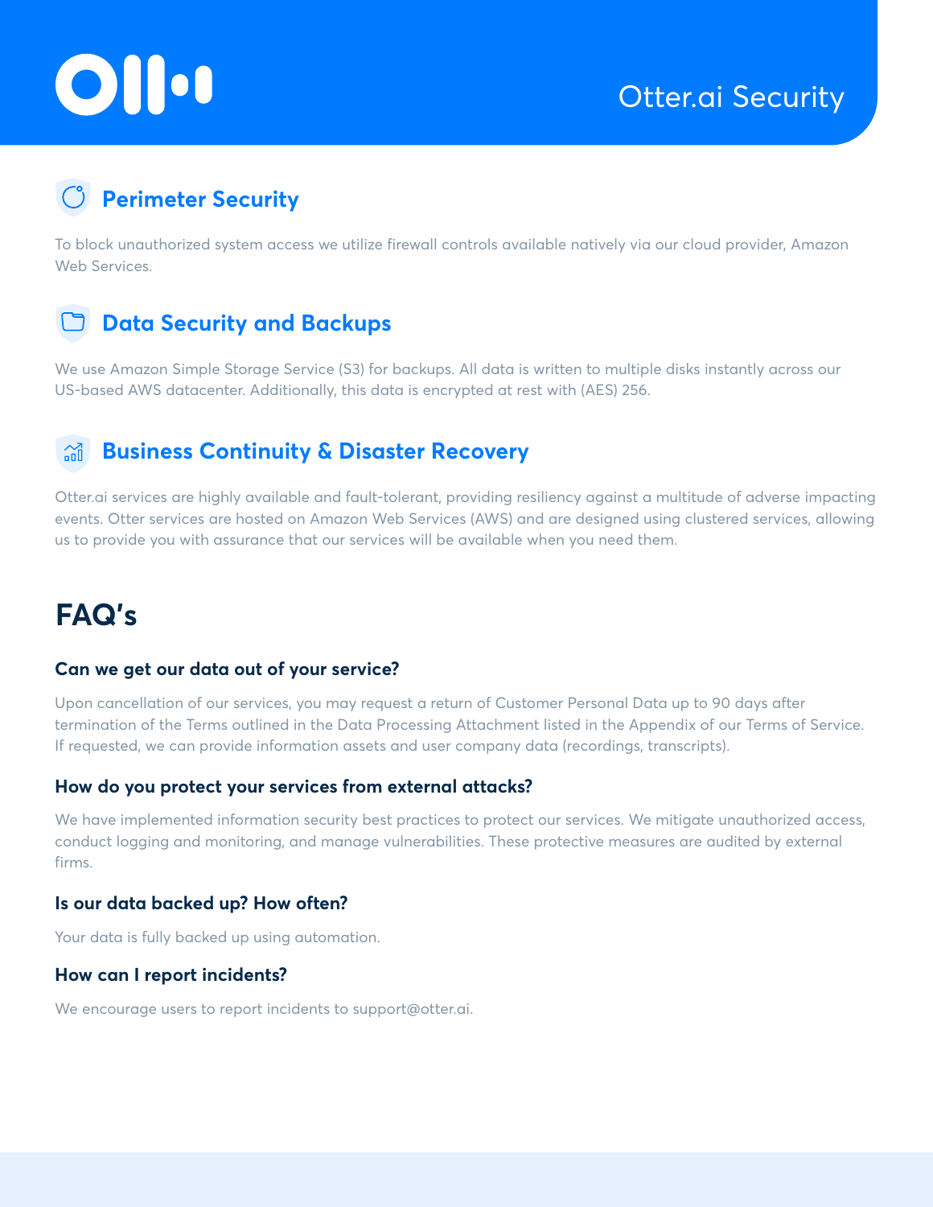# Otter.ai Security

## Perimeter Security

To block unauthorized system access we utilize firewall controls available natively via our cloud provider, Amazon Web Services.

## Data Security and Backups

We use Amazon Simple Storage Service (S3) for backups. All data is written to multiple disks instantly across our US-based AWS datacenter. Additionally, this data is encrypted at rest with (AES) 256.

## Business Continuity & Disaster Recovery

Otter.ai services are highly available and fault-tolerant, providing resiliency against a multitude of adverse impacting events. Otter services are hosted on Amazon Web Services (AWS) and are designed using clustered services, allowing us to provide you with assurance that our services will be available when you need them.

# FAQ's

### Can we get our data out of your service?

Upon cancellation of our services, you may request a return of Customer Personal Data up to 90 days after termination of the Terms outlined in the Data Processing Attachment listed in the Appendix of our Terms of Service. If requested, we can provide information assets and user company data (recordings, transcripts).

### How do you protect your services from external attacks?

We have implemented information security best practices to protect our services. We mitigate unauthorized access, conduct logging and monitoring, and manage vulnerabilities. These protective measures are audited by external firms.

### Is our data backed up? How often?

Your data is fully backed up using automation.

### How can I report incidents?

We encourage users to report incidents to support@otter.ai.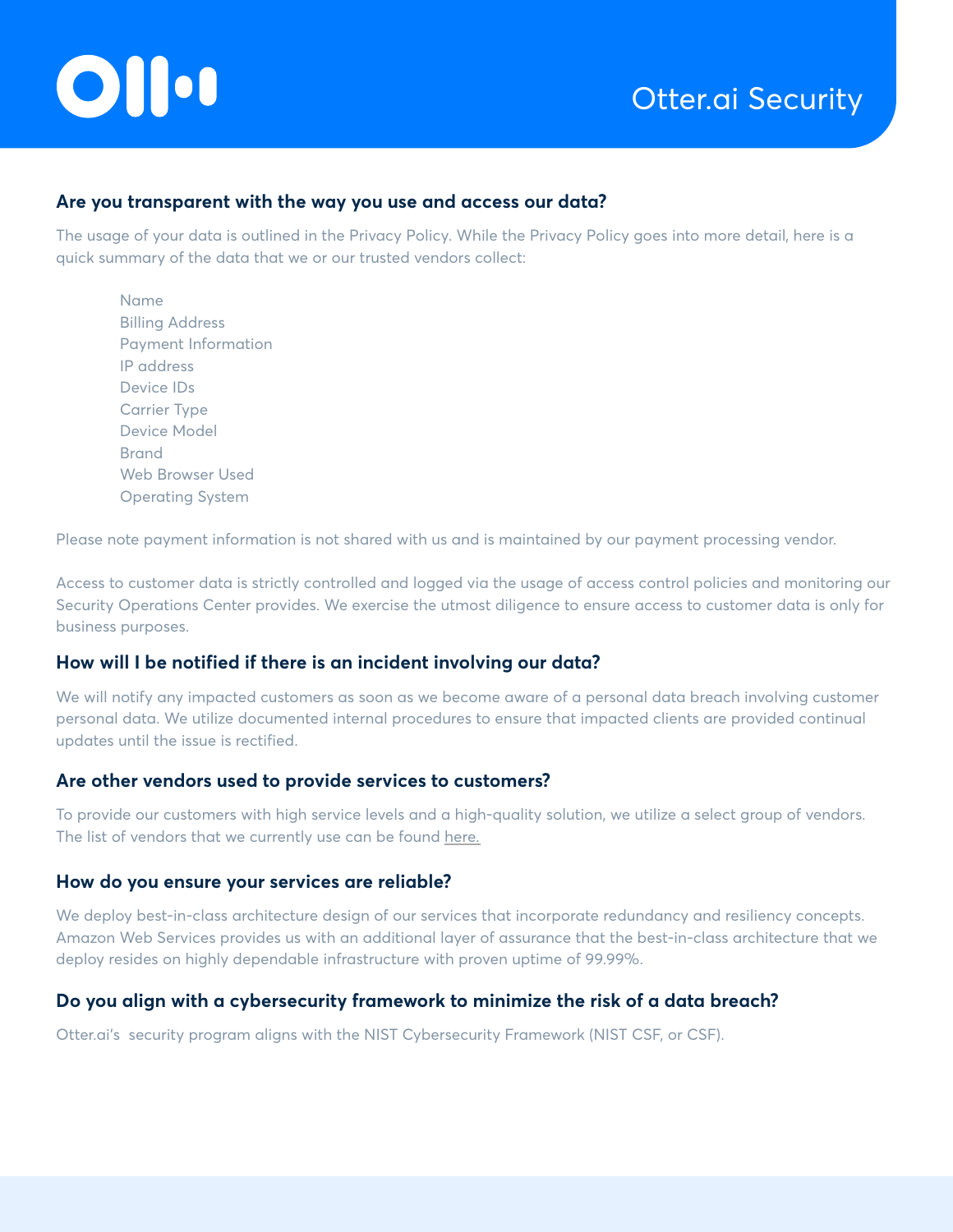Otter.ai Security

## Are you transparent with the way you use and access our data?

The usage of your data is outlined in the Privacy Policy. While the Privacy Policy goes into more detail, here is a quick summary of the data that we or our trusted vendors collect:

- Name
- Billing Address
- Payment Information
- IP address
- Device IDs
- Carrier Type
- Device Model
- Brand
- Web Browser Used
- Operating System

Please note payment information is not shared with us and is maintained by our payment processing vendor.

Access to customer data is strictly controlled and logged via the usage of access control policies and monitoring our Security Operations Center provides. We exercise the utmost diligence to ensure access to customer data is only for business purposes.

## How will I be notified if there is an incident involving our data?

We will notify any impacted customers as soon as we become aware of a personal data breach involving customer personal data. We utilize documented internal procedures to ensure that impacted clients are provided continual updates until the issue is rectified.

## Are other vendors used to provide services to customers?

To provide our customers with high service levels and a high-quality solution, we utilize a select group of vendors. The list of vendors that we currently use can be found here.

## How do you ensure your services are reliable?

We deploy best-in-class architecture design of our services that incorporate redundancy and resiliency concepts. Amazon Web Services provides us with an additional layer of assurance that the best-in-class architecture that we deploy resides on highly dependable infrastructure with proven uptime of 99.99%.

## Do you align with a cybersecurity framework to minimize the risk of a data breach?

Otter.ai's security program aligns with the NIST Cybersecurity Framework (NIST CSF, or CSF).